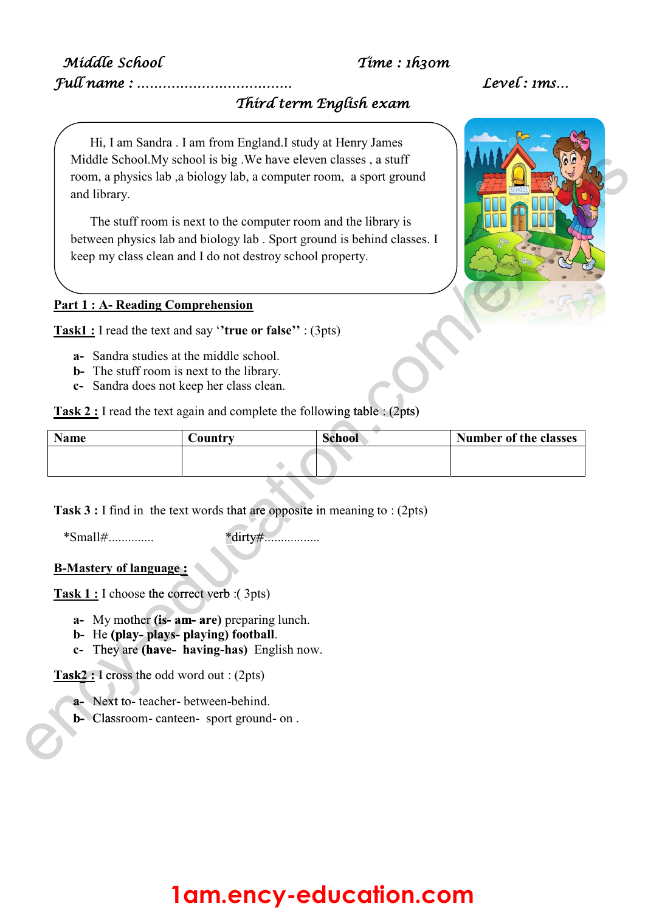Middle School                                        Time : 1h30m

Full name : ....................................                                        Level : 1ms...

### Third term English exam

Hi, I am Sandra . I am from England.I study at Henry James Middle School.My school is big .We have eleven classes , a stuff room, a physics lab ,a biology lab, a computer room, a sport ground and library.

The stuff room is next to the computer room and the library is between physics lab and biology lab . Sport ground is behind classes. I keep my class clean and I do not destroy school property.

**Part 1 : A- Reading Comprehension**

**Task1 :** I read the text and say **''true or false''** : (3pts)

- **a-** Sandra studies at the middle school.
- **b-** The stuff room is next to the library.
- **c-** Sandra does not keep her class clean.

**Task 2 :** I read the text again and complete the following table : (2pts)

| Name | Country | School | Number of the classes |
|---|---|---|---|
| | | | |

**Task 3 :** I find in the text words that are opposite in meaning to : (2pts)

*Small#..............                    *dirty#................

**B-Mastery of language :**

**Task 1 :** I choose the correct verb :( 3pts)

- **a-** My mother **(is- am- are)** preparing lunch.
- **b-** He **(play- plays- playing) football**.
- **c-** They are **(have- having-has)** English now.

**Task2 :** I cross the odd word out : (2pts)

- **a-** Next to- teacher- between-behind.
- **b-** Classroom- canteen- sport ground- on .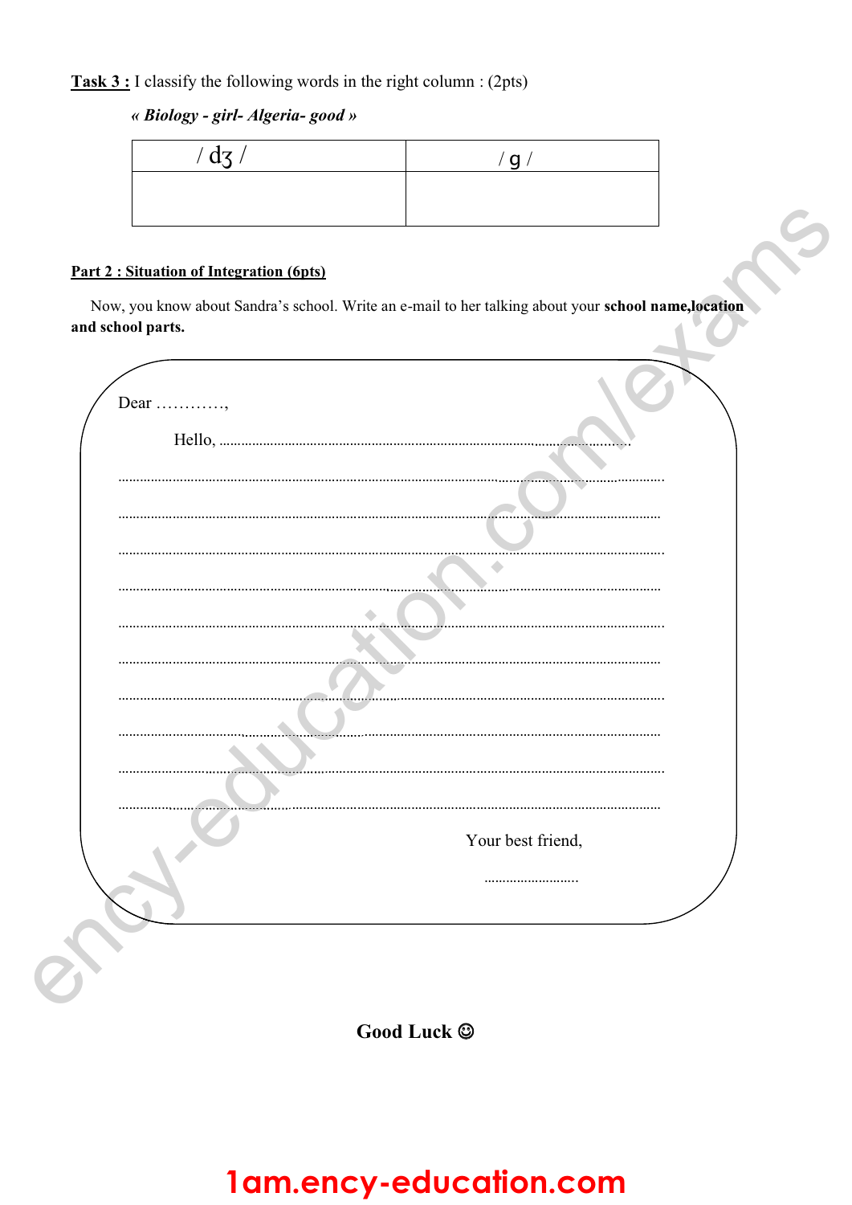**Task 3 :** I classify the following words in the right column : (2pts)

***« Biology - girl- Algeria- good »***

| / dʒ / | / g / |
|---|---|
| | |

**Part 2 : Situation of Integration (6pts)**

Now, you know about Sandra's school. Write an e-mail to her talking about your **school name,location and school parts.**

Dear …………,

Hello, ………………………………………………………………………………

………………………………………………………………………………………………

………………………………………………………………………………………………

………………………………………………………………………………………………

………………………………………………………………………………………………

………………………………………………………………………………………………

………………………………………………………………………………………………

………………………………………………………………………………………………

………………………………………………………………………………………………

………………………………………………………………………………………………

………………………………………………………………………………………………

Your best friend,

……………………

**Good Luck ☺**